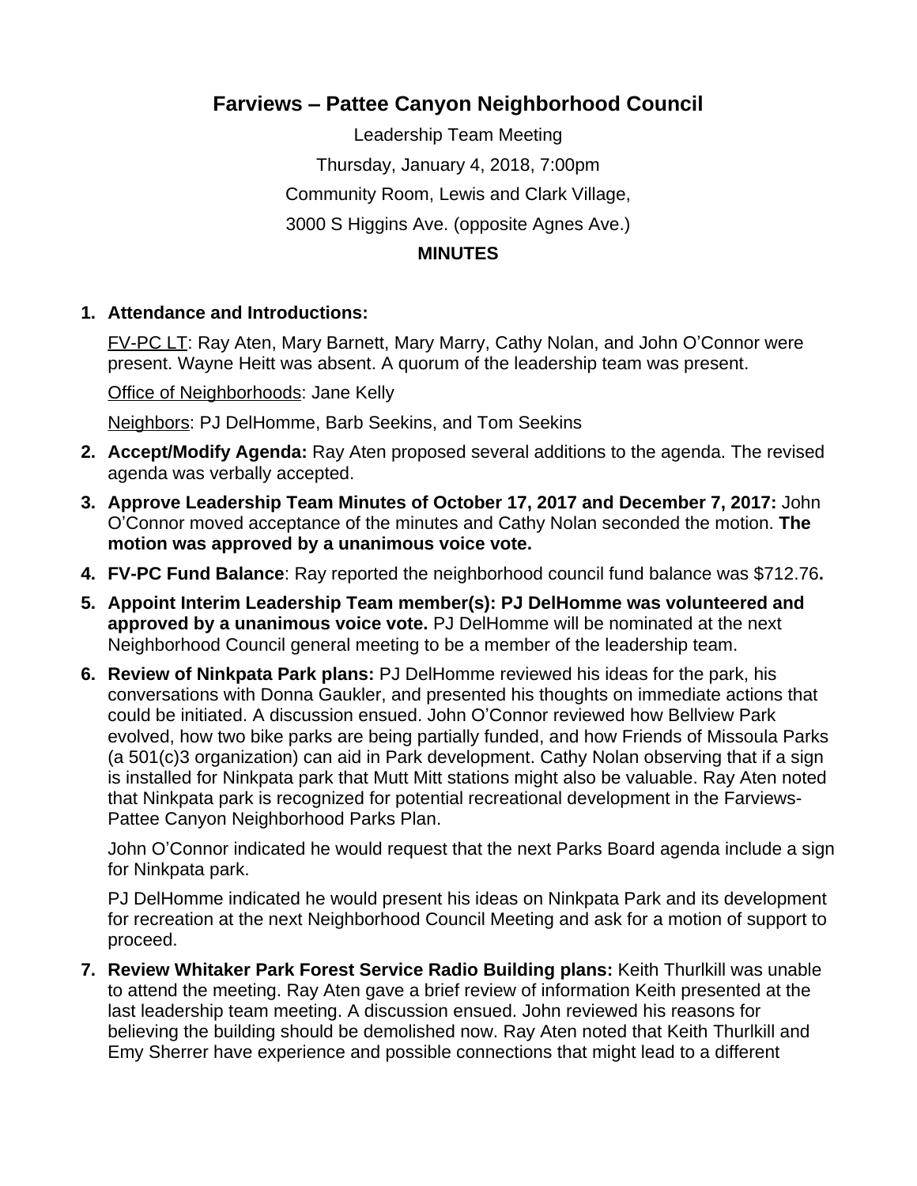# Farviews – Pattee Canyon Neighborhood Council

Leadership Team Meeting

Thursday, January 4, 2018, 7:00pm

Community Room, Lewis and Clark Village,

3000 S Higgins Ave. (opposite Agnes Ave.)

**MINUTES**

1. **Attendance and Introductions:**

   FV-PC LT: Ray Aten, Mary Barnett, Mary Marry, Cathy Nolan, and John O'Connor were present. Wayne Heitt was absent. A quorum of the leadership team was present.

   Office of Neighborhoods: Jane Kelly

   Neighbors: PJ DelHomme, Barb Seekins, and Tom Seekins

2. **Accept/Modify Agenda:** Ray Aten proposed several additions to the agenda. The revised agenda was verbally accepted.

3. **Approve Leadership Team Minutes of October 17, 2017 and December 7, 2017:** John O'Connor moved acceptance of the minutes and Cathy Nolan seconded the motion. **The motion was approved by a unanimous voice vote.**

4. **FV-PC Fund Balance**: Ray reported the neighborhood council fund balance was $712.76**.**

5. **Appoint Interim Leadership Team member(s): PJ DelHomme was volunteered and approved by a unanimous voice vote.** PJ DelHomme will be nominated at the next Neighborhood Council general meeting to be a member of the leadership team.

6. **Review of Ninkpata Park plans:** PJ DelHomme reviewed his ideas for the park, his conversations with Donna Gaukler, and presented his thoughts on immediate actions that could be initiated. A discussion ensued. John O'Connor reviewed how Bellview Park evolved, how two bike parks are being partially funded, and how Friends of Missoula Parks (a 501(c)3 organization) can aid in Park development. Cathy Nolan observing that if a sign is installed for Ninkpata park that Mutt Mitt stations might also be valuable. Ray Aten noted that Ninkpata park is recognized for potential recreational development in the Farviews-Pattee Canyon Neighborhood Parks Plan.

   John O'Connor indicated he would request that the next Parks Board agenda include a sign for Ninkpata park.

   PJ DelHomme indicated he would present his ideas on Ninkpata Park and its development for recreation at the next Neighborhood Council Meeting and ask for a motion of support to proceed.

7. **Review Whitaker Park Forest Service Radio Building plans:** Keith Thurlkill was unable to attend the meeting. Ray Aten gave a brief review of information Keith presented at the last leadership team meeting. A discussion ensued. John reviewed his reasons for believing the building should be demolished now. Ray Aten noted that Keith Thurlkill and Emy Sherrer have experience and possible connections that might lead to a different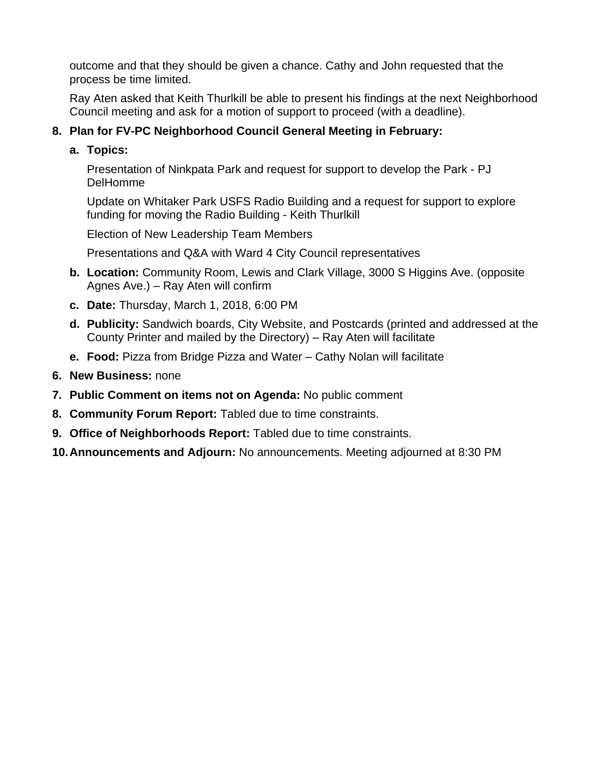outcome and that they should be given a chance. Cathy and John requested that the process be time limited.

Ray Aten asked that Keith Thurlkill be able to present his findings at the next Neighborhood Council meeting and ask for a motion of support to proceed (with a deadline).

8. **Plan for FV-PC Neighborhood Council General Meeting in February:**

    a. **Topics:**

    Presentation of Ninkpata Park and request for support to develop the Park - PJ DelHomme

    Update on Whitaker Park USFS Radio Building and a request for support to explore funding for moving the Radio Building - Keith Thurlkill

    Election of New Leadership Team Members

    Presentations and Q&A with Ward 4 City Council representatives

    b. **Location:** Community Room, Lewis and Clark Village, 3000 S Higgins Ave. (opposite Agnes Ave.) – Ray Aten will confirm

    c. **Date:** Thursday, March 1, 2018, 6:00 PM

    d. **Publicity:** Sandwich boards, City Website, and Postcards (printed and addressed at the County Printer and mailed by the Directory) – Ray Aten will facilitate

    e. **Food:** Pizza from Bridge Pizza and Water – Cathy Nolan will facilitate

6. **New Business:** none
7. **Public Comment on items not on Agenda:** No public comment
8. **Community Forum Report:** Tabled due to time constraints.
9. **Office of Neighborhoods Report:** Tabled due to time constraints.
10. **Announcements and Adjourn:** No announcements. Meeting adjourned at 8:30 PM